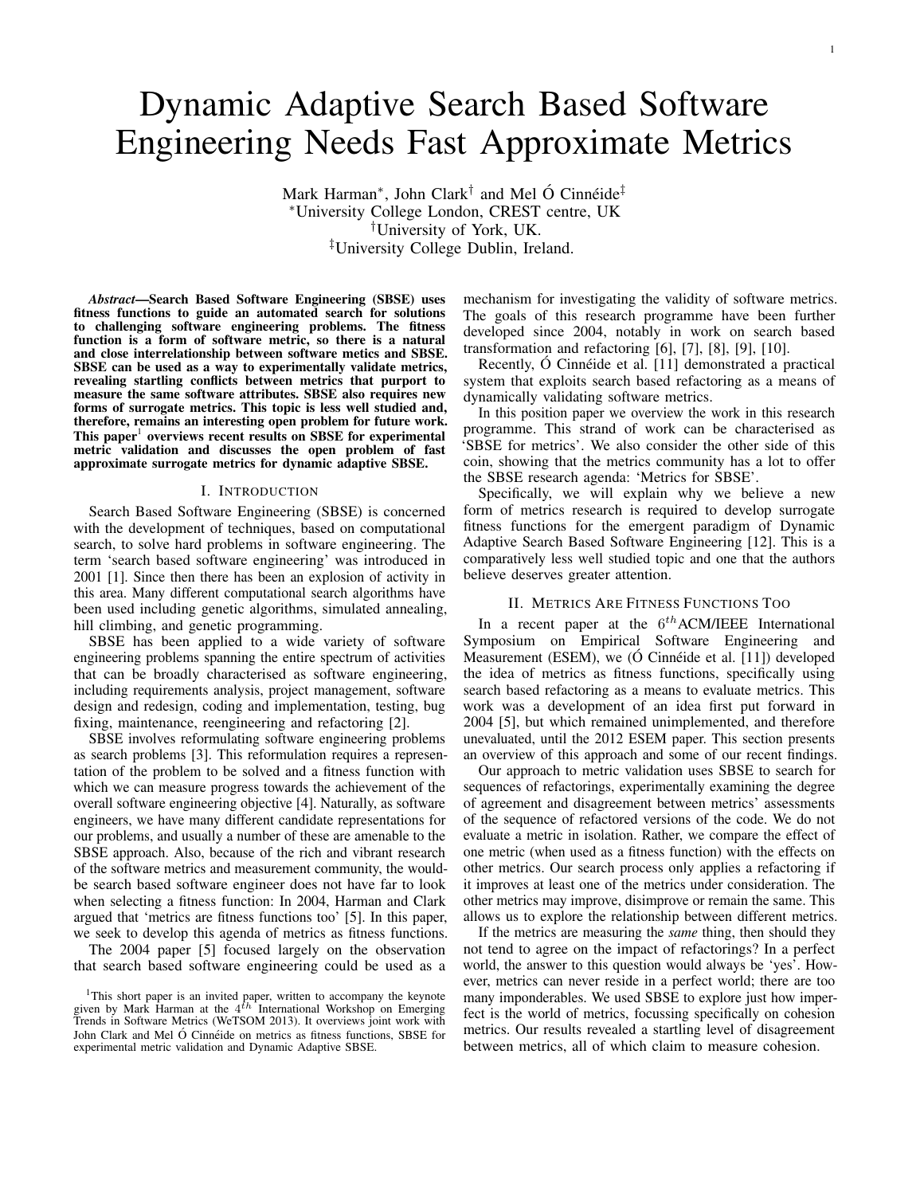# Dynamic Adaptive Search Based Software Engineering Needs Fast Approximate Metrics

Mark Harman*, John Clark† and Mel Ó Cinnéide‡

*University College London, CREST centre, UK

†University of York, UK.

‡University College Dublin, Ireland.

***Abstract*—Search Based Software Engineering (SBSE) uses fitness functions to guide an automated search for solutions to challenging software engineering problems. The fitness function is a form of software metric, so there is a natural and close interrelationship between software metics and SBSE. SBSE can be used as a way to experimentally validate metrics, revealing startling conflicts between metrics that purport to measure the same software attributes. SBSE also requires new forms of surrogate metrics. This topic is less well studied and, therefore, remains an interesting open problem for future work. This paper[1] overviews recent results on SBSE for experimental metric validation and discusses the open problem of fast approximate surrogate metrics for dynamic adaptive SBSE.**

## I. Introduction

Search Based Software Engineering (SBSE) is concerned with the development of techniques, based on computational search, to solve hard problems in software engineering. The term 'search based software engineering' was introduced in 2001 [1]. Since then there has been an explosion of activity in this area. Many different computational search algorithms have been used including genetic algorithms, simulated annealing, hill climbing, and genetic programming.

SBSE has been applied to a wide variety of software engineering problems spanning the entire spectrum of activities that can be broadly characterised as software engineering, including requirements analysis, project management, software design and redesign, coding and implementation, testing, bug fixing, maintenance, reengineering and refactoring [2].

SBSE involves reformulating software engineering problems as search problems [3]. This reformulation requires a representation of the problem to be solved and a fitness function with which we can measure progress towards the achievement of the overall software engineering objective [4]. Naturally, as software engineers, we have many different candidate representations for our problems, and usually a number of these are amenable to the SBSE approach. Also, because of the rich and vibrant research of the software metrics and measurement community, the would-be search based software engineer does not have far to look when selecting a fitness function: In 2004, Harman and Clark argued that 'metrics are fitness functions too' [5]. In this paper, we seek to develop this agenda of metrics as fitness functions.

The 2004 paper [5] focused largely on the observation that search based software engineering could be used as a mechanism for investigating the validity of software metrics. The goals of this research programme have been further developed since 2004, notably in work on search based transformation and refactoring [6], [7], [8], [9], [10].

Recently, Ó Cinnéide et al. [11] demonstrated a practical system that exploits search based refactoring as a means of dynamically validating software metrics.

In this position paper we overview the work in this research programme. This strand of work can be characterised as 'SBSE for metrics'. We also consider the other side of this coin, showing that the metrics community has a lot to offer the SBSE research agenda: 'Metrics for SBSE'.

Specifically, we will explain why we believe a new form of metrics research is required to develop surrogate fitness functions for the emergent paradigm of Dynamic Adaptive Search Based Software Engineering [12]. This is a comparatively less well studied topic and one that the authors believe deserves greater attention.

## II. Metrics Are Fitness Functions Too

In a recent paper at the $6^{th}$ ACM/IEEE International Symposium on Empirical Software Engineering and Measurement (ESEM), we (Ó Cinnéide et al. [11]) developed the idea of metrics as fitness functions, specifically using search based refactoring as a means to evaluate metrics. This work was a development of an idea first put forward in 2004 [5], but which remained unimplemented, and therefore unevaluated, until the 2012 ESEM paper. This section presents an overview of this approach and some of our recent findings.

Our approach to metric validation uses SBSE to search for sequences of refactorings, experimentally examining the degree of agreement and disagreement between metrics' assessments of the sequence of refactored versions of the code. We do not evaluate a metric in isolation. Rather, we compare the effect of one metric (when used as a fitness function) with the effects on other metrics. Our search process only applies a refactoring if it improves at least one of the metrics under consideration. The other metrics may improve, disimprove or remain the same. This allows us to explore the relationship between different metrics.

If the metrics are measuring the *same* thing, then should they not tend to agree on the impact of refactorings? In a perfect world, the answer to this question would always be 'yes'. However, metrics can never reside in a perfect world; there are too many imponderables. We used SBSE to explore just how imperfect is the world of metrics, focussing specifically on cohesion metrics. Our results revealed a startling level of disagreement between metrics, all of which claim to measure cohesion.

[1] This short paper is an invited paper, written to accompany the keynote given by Mark Harman at the $4^{th}$ International Workshop on Emerging Trends in Software Metrics (WeTSOM 2013). It overviews joint work with John Clark and Mel Ó Cinnéide on metrics as fitness functions, SBSE for experimental metric validation and Dynamic Adaptive SBSE.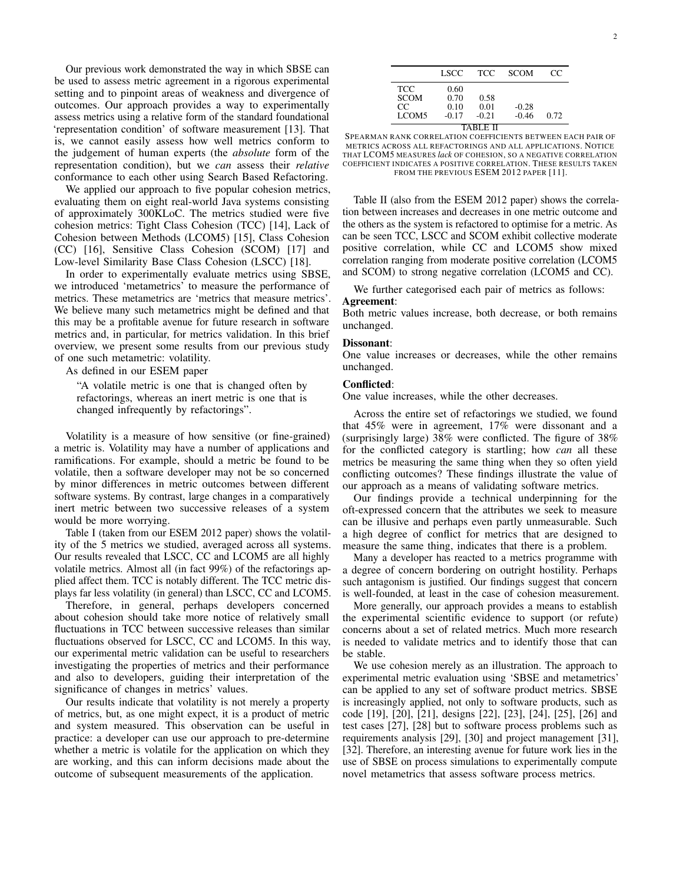Our previous work demonstrated the way in which SBSE can be used to assess metric agreement in a rigorous experimental setting and to pinpoint areas of weakness and divergence of outcomes. Our approach provides a way to experimentally assess metrics using a relative form of the standard foundational 'representation condition' of software measurement [13]. That is, we cannot easily assess how well metrics conform to the judgement of human experts (the *absolute* form of the representation condition), but we *can* assess their *relative* conformance to each other using Search Based Refactoring.

We applied our approach to five popular cohesion metrics, evaluating them on eight real-world Java systems consisting of approximately 300KLoC. The metrics studied were five cohesion metrics: Tight Class Cohesion (TCC) [14], Lack of Cohesion between Methods (LCOM5) [15], Class Cohesion (CC) [16], Sensitive Class Cohesion (SCOM) [17] and Low-level Similarity Base Class Cohesion (LSCC) [18].

In order to experimentally evaluate metrics using SBSE, we introduced 'metametrics' to measure the performance of metrics. These metametrics are 'metrics that measure metrics'. We believe many such metametrics might be defined and that this may be a profitable avenue for future research in software metrics and, in particular, for metrics validation. In this brief overview, we present some results from our previous study of one such metametric: volatility.

As defined in our ESEM paper

> "A volatile metric is one that is changed often by refactorings, whereas an inert metric is one that is changed infrequently by refactorings".

Volatility is a measure of how sensitive (or fine-grained) a metric is. Volatility may have a number of applications and ramifications. For example, should a metric be found to be volatile, then a software developer may not be so concerned by minor differences in metric outcomes between different software systems. By contrast, large changes in a comparatively inert metric between two successive releases of a system would be more worrying.

Table I (taken from our ESEM 2012 paper) shows the volatility of the 5 metrics we studied, averaged across all systems. Our results revealed that LSCC, CC and LCOM5 are all highly volatile metrics. Almost all (in fact 99%) of the refactorings applied affect them. TCC is notably different. The TCC metric displays far less volatility (in general) than LSCC, CC and LCOM5.

Therefore, in general, perhaps developers concerned about cohesion should take more notice of relatively small fluctuations in TCC between successive releases than similar fluctuations observed for LSCC, CC and LCOM5. In this way, our experimental metric validation can be useful to researchers investigating the properties of metrics and their performance and also to developers, guiding their interpretation of the significance of changes in metrics' values.

Our results indicate that volatility is not merely a property of metrics, but, as one might expect, it is a product of metric and system measured. This observation can be useful in practice: a developer can use our approach to pre-determine whether a metric is volatile for the application on which they are working, and this can inform decisions made about the outcome of subsequent measurements of the application.

| | LSCC | TCC | SCOM | CC |
|---|---|---|---|---|
| TCC | 0.60 | | | |
| SCOM | 0.70 | 0.58 | | |
| CC | 0.10 | 0.01 | -0.28 | |
| LCOM5 | -0.17 | -0.21 | -0.46 | 0.72 |

TABLE II
SPEARMAN RANK CORRELATION COEFFICIENTS BETWEEN EACH PAIR OF METRICS ACROSS ALL REFACTORINGS AND ALL APPLICATIONS. NOTICE THAT LCOM5 MEASURES *lack* OF COHESION, SO A NEGATIVE CORRELATION COEFFICIENT INDICATES A POSITIVE CORRELATION. THESE RESULTS TAKEN FROM THE PREVIOUS ESEM 2012 PAPER [11].

Table II (also from the ESEM 2012 paper) shows the correlation between increases and decreases in one metric outcome and the others as the system is refactored to optimise for a metric. As can be seen TCC, LSCC and SCOM exhibit collective moderate positive correlation, while CC and LCOM5 show mixed correlation ranging from moderate positive correlation (LCOM5 and SCOM) to strong negative correlation (LCOM5 and CC).

We further categorised each pair of metrics as follows:

**Agreement**:
Both metric values increase, both decrease, or both remains unchanged.

**Dissonant**:
One value increases or decreases, while the other remains unchanged.

**Conflicted**:
One value increases, while the other decreases.

Across the entire set of refactorings we studied, we found that 45% were in agreement, 17% were dissonant and a (surprisingly large) 38% were conflicted. The figure of 38% for the conflicted category is startling; how *can* all these metrics be measuring the same thing when they so often yield conflicting outcomes? These findings illustrate the value of our approach as a means of validating software metrics.

Our findings provide a technical underpinning for the oft-expressed concern that the attributes we seek to measure can be illusive and perhaps even partly unmeasurable. Such a high degree of conflict for metrics that are designed to measure the same thing, indicates that there is a problem.

Many a developer has reacted to a metrics programme with a degree of concern bordering on outright hostility. Perhaps such antagonism is justified. Our findings suggest that concern is well-founded, at least in the case of cohesion measurement.

More generally, our approach provides a means to establish the experimental scientific evidence to support (or refute) concerns about a set of related metrics. Much more research is needed to validate metrics and to identify those that can be stable.

We use cohesion merely as an illustration. The approach to experimental metric evaluation using 'SBSE and metametrics' can be applied to any set of software product metrics. SBSE is increasingly applied, not only to software products, such as code [19], [20], [21], designs [22], [23], [24], [25], [26] and test cases [27], [28] but to software process problems such as requirements analysis [29], [30] and project management [31], [32]. Therefore, an interesting avenue for future work lies in the use of SBSE on process simulations to experimentally compute novel metametrics that assess software process metrics.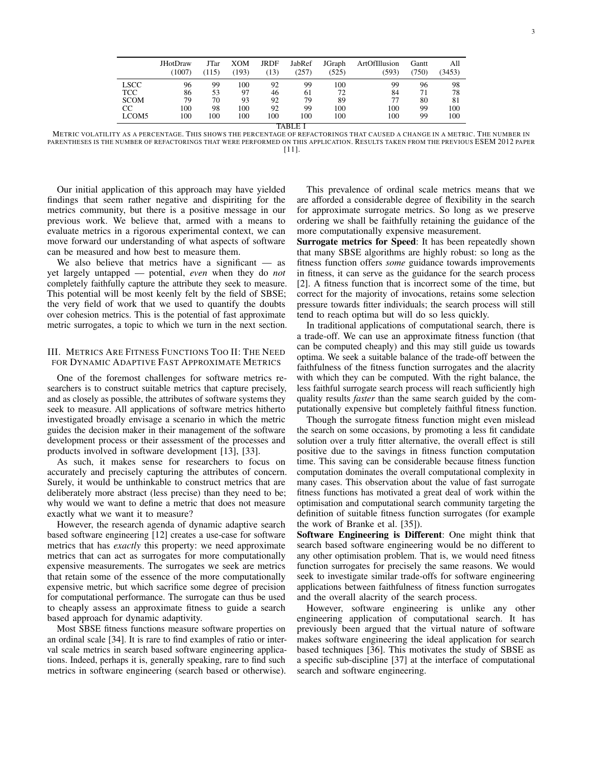| | JHotDraw (1007) | JTar (115) | XOM (193) | JRDF (13) | JabRef (257) | JGraph (525) | ArtOfIllusion (593) | Gantt (750) | All (3453) |
|---|---|---|---|---|---|---|---|---|---|
| LSCC | 96 | 99 | 100 | 92 | 99 | 100 | 99 | 96 | 98 |
| TCC | 86 | 53 | 97 | 46 | 61 | 72 | 84 | 71 | 78 |
| SCOM | 79 | 70 | 93 | 92 | 79 | 89 | 77 | 80 | 81 |
| CC | 100 | 98 | 100 | 92 | 99 | 100 | 100 | 99 | 100 |
| LCOM5 | 100 | 100 | 100 | 100 | 100 | 100 | 100 | 99 | 100 |

TABLE I

METRIC VOLATILITY AS A PERCENTAGE. THIS SHOWS THE PERCENTAGE OF REFACTORINGS THAT CAUSED A CHANGE IN A METRIC. THE NUMBER IN PARENTHESES IS THE NUMBER OF REFACTORINGS THAT WERE PERFORMED ON THIS APPLICATION. RESULTS TAKEN FROM THE PREVIOUS ESEM 2012 PAPER [11].

Our initial application of this approach may have yielded findings that seem rather negative and dispiriting for the metrics community, but there is a positive message in our previous work. We believe that, armed with a means to evaluate metrics in a rigorous experimental context, we can move forward our understanding of what aspects of software can be measured and how best to measure them.

We also believe that metrics have a significant — as yet largely untapped — potential, *even* when they do *not* completely faithfully capture the attribute they seek to measure. This potential will be most keenly felt by the field of SBSE; the very field of work that we used to quantify the doubts over cohesion metrics. This is the potential of fast approximate metric surrogates, a topic to which we turn in the next section.

## III. Metrics Are Fitness Functions Too II: The Need for Dynamic Adaptive Fast Approximate Metrics

One of the foremost challenges for software metrics researchers is to construct suitable metrics that capture precisely, and as closely as possible, the attributes of software systems they seek to measure. All applications of software metrics hitherto investigated broadly envisage a scenario in which the metric guides the decision maker in their management of the software development process or their assessment of the processes and products involved in software development [13], [33].

As such, it makes sense for researchers to focus on accurately and precisely capturing the attributes of concern. Surely, it would be unthinkable to construct metrics that are deliberately more abstract (less precise) than they need to be; why would we want to define a metric that does not measure exactly what we want it to measure?

However, the research agenda of dynamic adaptive search based software engineering [12] creates a use-case for software metrics that has *exactly* this property: we need approximate metrics that can act as surrogates for more computationally expensive measurements. The surrogates we seek are metrics that retain some of the essence of the more computationally expensive metric, but which sacrifice some degree of precision for computational performance. The surrogate can thus be used to cheaply assess an approximate fitness to guide a search based approach for dynamic adaptivity.

Most SBSE fitness functions measure software properties on an ordinal scale [34]. It is rare to find examples of ratio or interval scale metrics in search based software engineering applications. Indeed, perhaps it is, generally speaking, rare to find such metrics in software engineering (search based or otherwise).

This prevalence of ordinal scale metrics means that we are afforded a considerable degree of flexibility in the search for approximate surrogate metrics. So long as we preserve ordering we shall be faithfully retaining the guidance of the more computationally expensive measurement.

**Surrogate metrics for Speed**: It has been repeatedly shown that many SBSE algorithms are highly robust: so long as the fitness function offers *some* guidance towards improvements in fitness, it can serve as the guidance for the search process [2]. A fitness function that is incorrect some of the time, but correct for the majority of invocations, retains some selection pressure towards fitter individuals; the search process will still tend to reach optima but will do so less quickly.

In traditional applications of computational search, there is a trade-off. We can use an approximate fitness function (that can be computed cheaply) and this may still guide us towards optima. We seek a suitable balance of the trade-off between the faithfulness of the fitness function surrogates and the alacrity with which they can be computed. With the right balance, the less faithful surrogate search process will reach sufficiently high quality results *faster* than the same search guided by the computationally expensive but completely faithful fitness function.

Though the surrogate fitness function might even mislead the search on some occasions, by promoting a less fit candidate solution over a truly fitter alternative, the overall effect is still positive due to the savings in fitness function computation time. This saving can be considerable because fitness function computation dominates the overall computational complexity in many cases. This observation about the value of fast surrogate fitness functions has motivated a great deal of work within the optimisation and computational search community targeting the definition of suitable fitness function surrogates (for example the work of Branke et al. [35]).

**Software Engineering is Different**: One might think that search based software engineering would be no different to any other optimisation problem. That is, we would need fitness function surrogates for precisely the same reasons. We would seek to investigate similar trade-offs for software engineering applications between faithfulness of fitness function surrogates and the overall alacrity of the search process.

However, software engineering is unlike any other engineering application of computational search. It has previously been argued that the virtual nature of software makes software engineering the ideal application for search based techniques [36]. This motivates the study of SBSE as a specific sub-discipline [37] at the interface of computational search and software engineering.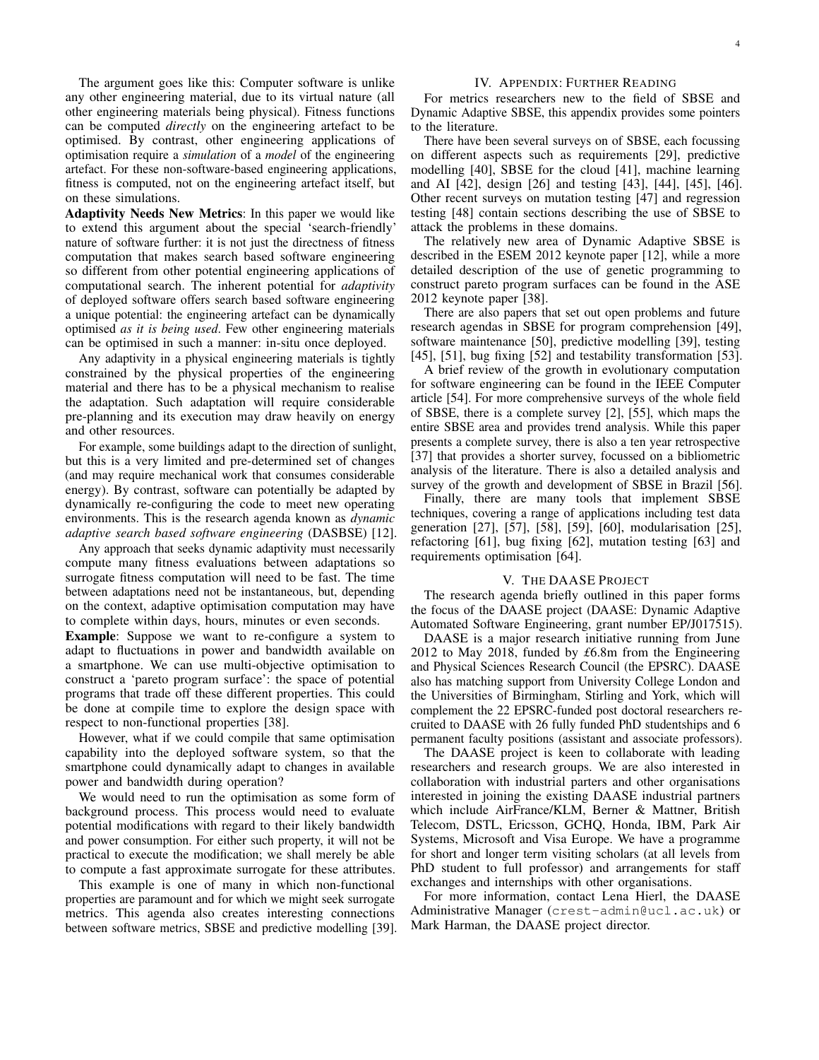The argument goes like this: Computer software is unlike any other engineering material, due to its virtual nature (all other engineering materials being physical). Fitness functions can be computed *directly* on the engineering artefact to be optimised. By contrast, other engineering applications of optimisation require a *simulation* of a *model* of the engineering artefact. For these non-software-based engineering applications, fitness is computed, not on the engineering artefact itself, but on these simulations.

**Adaptivity Needs New Metrics**: In this paper we would like to extend this argument about the special 'search-friendly' nature of software further: it is not just the directness of fitness computation that makes search based software engineering so different from other potential engineering applications of computational search. The inherent potential for *adaptivity* of deployed software offers search based software engineering a unique potential: the engineering artefact can be dynamically optimised *as it is being used*. Few other engineering materials can be optimised in such a manner: in-situ once deployed.

Any adaptivity in a physical engineering materials is tightly constrained by the physical properties of the engineering material and there has to be a physical mechanism to realise the adaptation. Such adaptation will require considerable pre-planning and its execution may draw heavily on energy and other resources.

For example, some buildings adapt to the direction of sunlight, but this is a very limited and pre-determined set of changes (and may require mechanical work that consumes considerable energy). By contrast, software can potentially be adapted by dynamically re-configuring the code to meet new operating environments. This is the research agenda known as *dynamic adaptive search based software engineering* (DASBSE) [12].

Any approach that seeks dynamic adaptivity must necessarily compute many fitness evaluations between adaptations so surrogate fitness computation will need to be fast. The time between adaptations need not be instantaneous, but, depending on the context, adaptive optimisation computation may have to complete within days, hours, minutes or even seconds.

**Example**: Suppose we want to re-configure a system to adapt to fluctuations in power and bandwidth available on a smartphone. We can use multi-objective optimisation to construct a 'pareto program surface': the space of potential programs that trade off these different properties. This could be done at compile time to explore the design space with respect to non-functional properties [38].

However, what if we could compile that same optimisation capability into the deployed software system, so that the smartphone could dynamically adapt to changes in available power and bandwidth during operation?

We would need to run the optimisation as some form of background process. This process would need to evaluate potential modifications with regard to their likely bandwidth and power consumption. For either such property, it will not be practical to execute the modification; we shall merely be able to compute a fast approximate surrogate for these attributes.

This example is one of many in which non-functional properties are paramount and for which we might seek surrogate metrics. This agenda also creates interesting connections between software metrics, SBSE and predictive modelling [39].

## IV. Appendix: Further Reading

For metrics researchers new to the field of SBSE and Dynamic Adaptive SBSE, this appendix provides some pointers to the literature.

There have been several surveys on of SBSE, each focussing on different aspects such as requirements [29], predictive modelling [40], SBSE for the cloud [41], machine learning and AI [42], design [26] and testing [43], [44], [45], [46]. Other recent surveys on mutation testing [47] and regression testing [48] contain sections describing the use of SBSE to attack the problems in these domains.

The relatively new area of Dynamic Adaptive SBSE is described in the ESEM 2012 keynote paper [12], while a more detailed description of the use of genetic programming to construct pareto program surfaces can be found in the ASE 2012 keynote paper [38].

There are also papers that set out open problems and future research agendas in SBSE for program comprehension [49], software maintenance [50], predictive modelling [39], testing [45], [51], bug fixing [52] and testability transformation [53].

A brief review of the growth in evolutionary computation for software engineering can be found in the IEEE Computer article [54]. For more comprehensive surveys of the whole field of SBSE, there is a complete survey [2], [55], which maps the entire SBSE area and provides trend analysis. While this paper presents a complete survey, there is also a ten year retrospective [37] that provides a shorter survey, focussed on a bibliometric analysis of the literature. There is also a detailed analysis and survey of the growth and development of SBSE in Brazil [56].

Finally, there are many tools that implement SBSE techniques, covering a range of applications including test data generation [27], [57], [58], [59], [60], modularisation [25], refactoring [61], bug fixing [62], mutation testing [63] and requirements optimisation [64].

## V. The DAASE Project

The research agenda briefly outlined in this paper forms the focus of the DAASE project (DAASE: Dynamic Adaptive Automated Software Engineering, grant number EP/J017515).

DAASE is a major research initiative running from June 2012 to May 2018, funded by £6.8m from the Engineering and Physical Sciences Research Council (the EPSRC). DAASE also has matching support from University College London and the Universities of Birmingham, Stirling and York, which will complement the 22 EPSRC-funded post doctoral researchers recruited to DAASE with 26 fully funded PhD studentships and 6 permanent faculty positions (assistant and associate professors).

The DAASE project is keen to collaborate with leading researchers and research groups. We are also interested in collaboration with industrial parters and other organisations interested in joining the existing DAASE industrial partners which include AirFrance/KLM, Berner & Mattner, British Telecom, DSTL, Ericsson, GCHQ, Honda, IBM, Park Air Systems, Microsoft and Visa Europe. We have a programme for short and longer term visiting scholars (at all levels from PhD student to full professor) and arrangements for staff exchanges and internships with other organisations.

For more information, contact Lena Hierl, the DAASE Administrative Manager (`crest-admin@ucl.ac.uk`) or Mark Harman, the DAASE project director.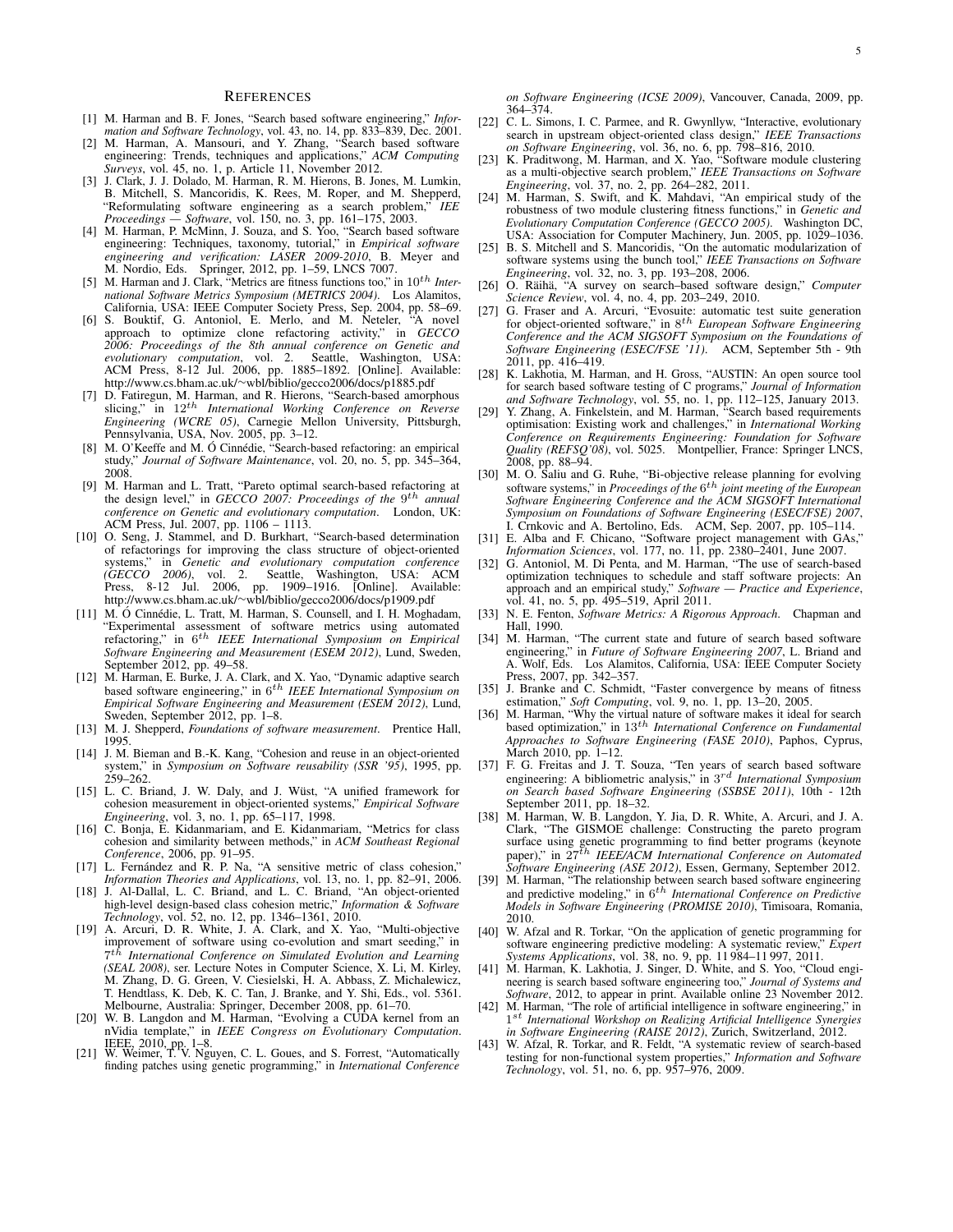## References

[1] M. Harman and B. F. Jones, "Search based software engineering," *Information and Software Technology*, vol. 43, no. 14, pp. 833–839, Dec. 2001.

[2] M. Harman, A. Mansouri, and Y. Zhang, "Search based software engineering: Trends, techniques and applications," *ACM Computing Surveys*, vol. 45, no. 1, p. Article 11, November 2012.

[3] J. Clark, J. J. Dolado, M. Harman, R. M. Hierons, B. Jones, M. Lumkin, B. Mitchell, S. Mancoridis, K. Rees, M. Roper, and M. Shepperd, "Reformulating software engineering as a search problem," *IEE Proceedings — Software*, vol. 150, no. 3, pp. 161–175, 2003.

[4] M. Harman, P. McMinn, J. Souza, and S. Yoo, "Search based software engineering: Techniques, taxonomy, tutorial," in *Empirical software engineering and verification: LASER 2009-2010*, B. Meyer and M. Nordio, Eds. Springer, 2012, pp. 1–59, LNCS 7007.

[5] M. Harman and J. Clark, "Metrics are fitness functions too," in $10^{th}$ *International Software Metrics Symposium (METRICS 2004)*. Los Alamitos, California, USA: IEEE Computer Society Press, Sep. 2004, pp. 58–69.

[6] S. Bouktif, G. Antoniol, E. Merlo, and M. Neteler, "A novel approach to optimize clone refactoring activity," in *GECCO 2006: Proceedings of the 8th annual conference on Genetic and evolutionary computation*, vol. 2. Seattle, Washington, USA: ACM Press, 8-12 Jul. 2006, pp. 1885–1892. [Online]. Available: http://www.cs.bham.ac.uk/~wbl/biblio/gecco2006/docs/p1885.pdf

[7] D. Fatiregun, M. Harman, and R. Hierons, "Search-based amorphous slicing," in $12^{th}$ *International Working Conference on Reverse Engineering (WCRE 05)*, Carnegie Mellon University, Pittsburgh, Pennsylvania, USA, Nov. 2005, pp. 3–12.

[8] M. O'Keeffe and M. Ó Cinnéide, "Search-based refactoring: an empirical study," *Journal of Software Maintenance*, vol. 20, no. 5, pp. 345–364, 2008.

[9] M. Harman and L. Tratt, "Pareto optimal search-based refactoring at the design level," in *GECCO 2007: Proceedings of the* $9^{th}$ *annual conference on Genetic and evolutionary computation*. London, UK: ACM Press, Jul. 2007, pp. 1106 – 1113.

[10] O. Seng, J. Stammel, and D. Burkhart, "Search-based determination of refactorings for improving the class structure of object-oriented systems," in *Genetic and evolutionary computation conference (GECCO 2006)*, vol. 2. Seattle, Washington, USA: ACM Press, 8-12 Jul. 2006, pp. 1909–1916. [Online]. Available: http://www.cs.bham.ac.uk/~wbl/biblio/gecco2006/docs/p1909.pdf

[11] M. Ó Cinnéide, L. Tratt, M. Harman, S. Counsell, and I. H. Moghadam, "Experimental assessment of software metrics using automated refactoring," in $6^{th}$ *IEEE International Symposium on Empirical Software Engineering and Measurement (ESEM 2012)*, Lund, Sweden, September 2012, pp. 49–58.

[12] M. Harman, E. Burke, J. A. Clark, and X. Yao, "Dynamic adaptive search based software engineering," in $6^{th}$ *IEEE International Symposium on Empirical Software Engineering and Measurement (ESEM 2012)*, Lund, Sweden, September 2012, pp. 1–8.

[13] M. J. Shepperd, *Foundations of software measurement*. Prentice Hall, 1995.

[14] J. M. Bieman and B.-K. Kang, "Cohesion and reuse in an object-oriented system," in *Symposium on Software reusability (SSR '95)*, 1995, pp. 259–262.

[15] L. C. Briand, J. W. Daly, and J. Wüst, "A unified framework for cohesion measurement in object-oriented systems," *Empirical Software Engineering*, vol. 3, no. 1, pp. 65–117, 1998.

[16] C. Bonja, E. Kidanmariam, and E. Kidanmariam, "Metrics for class cohesion and similarity between methods," in *ACM Southeast Regional Conference*, 2006, pp. 91–95.

[17] L. Fernández and R. P. Na, "A sensitive metric of class cohesion," *Information Theories and Applications*, vol. 13, no. 1, pp. 82–91, 2006.

[18] J. Al-Dallal, L. C. Briand, and L. C. Briand, "An object-oriented high-level design-based class cohesion metric," *Information & Software Technology*, vol. 52, no. 12, pp. 1346–1361, 2010.

[19] A. Arcuri, D. R. White, J. A. Clark, and X. Yao, "Multi-objective improvement of software using co-evolution and smart seeding," in $7^{th}$ *International Conference on Simulated Evolution and Learning (SEAL 2008)*, ser. Lecture Notes in Computer Science, X. Li, M. Kirley, M. Zhang, D. G. Green, V. Ciesielski, H. A. Abbass, Z. Michalewicz, T. Hendtlass, K. Deb, K. C. Tan, J. Branke, and Y. Shi, Eds., vol. 5361. Melbourne, Australia: Springer, December 2008, pp. 61–70.

[20] W. B. Langdon and M. Harman, "Evolving a CUDA kernel from an nVidia template," in *IEEE Congress on Evolutionary Computation*. IEEE, 2010, pp. 1–8.

[21] W. Weimer, T. V. Nguyen, C. L. Goues, and S. Forrest, "Automatically finding patches using genetic programming," in *International Conference on Software Engineering (ICSE 2009)*, Vancouver, Canada, 2009, pp. 364–374.

[22] C. L. Simons, I. C. Parmee, and R. Gwynllyw, "Interactive, evolutionary search in upstream object-oriented class design," *IEEE Transactions on Software Engineering*, vol. 36, no. 6, pp. 798–816, 2010.

[23] K. Praditwong, M. Harman, and X. Yao, "Software module clustering as a multi-objective search problem," *IEEE Transactions on Software Engineering*, vol. 37, no. 2, pp. 264–282, 2011.

[24] M. Harman, S. Swift, and K. Mahdavi, "An empirical study of the robustness of two module clustering fitness functions," in *Genetic and Evolutionary Computation Conference (GECCO 2005)*. Washington DC, USA: Association for Computer Machinery, Jun. 2005, pp. 1029–1036.

[25] B. S. Mitchell and S. Mancoridis, "On the automatic modularization of software systems using the bunch tool," *IEEE Transactions on Software Engineering*, vol. 32, no. 3, pp. 193–208, 2006.

[26] O. Räihä, "A survey on search–based software design," *Computer Science Review*, vol. 4, no. 4, pp. 203–249, 2010.

[27] G. Fraser and A. Arcuri, "Evosuite: automatic test suite generation for object-oriented software," in $8^{th}$ *European Software Engineering Conference and the ACM SIGSOFT Symposium on the Foundations of Software Engineering (ESEC/FSE '11)*. ACM, September 5th - 9th 2011, pp. 416–419.

[28] K. Lakhotia, M. Harman, and H. Gross, "AUSTIN: An open source tool for search based software testing of C programs," *Journal of Information and Software Technology*, vol. 55, no. 1, pp. 112–125, January 2013.

[29] Y. Zhang, A. Finkelstein, and M. Harman, "Search based requirements optimisation: Existing work and challenges," in *International Working Conference on Requirements Engineering: Foundation for Software Quality (REFSQ'08)*, vol. 5025. Montpellier, France: Springer LNCS, 2008, pp. 88–94.

[30] M. O. Saliu and G. Ruhe, "Bi-objective release planning for evolving software systems," in *Proceedings of the* $6^{th}$ *joint meeting of the European Software Engineering Conference and the ACM SIGSOFT International Symposium on Foundations of Software Engineering (ESEC/FSE) 2007*, I. Crnkovic and A. Bertolino, Eds. ACM, Sep. 2007, pp. 105–114.

[31] E. Alba and F. Chicano, "Software project management with GAs," *Information Sciences*, vol. 177, no. 11, pp. 2380–2401, June 2007.

[32] G. Antoniol, M. Di Penta, and M. Harman, "The use of search-based optimization techniques to schedule and staff software projects: An approach and an empirical study," *Software — Practice and Experience*, vol. 41, no. 5, pp. 495–519, April 2011.

[33] N. E. Fenton, *Software Metrics: A Rigorous Approach*. Chapman and Hall, 1990.

[34] M. Harman, "The current state and future of search based software engineering," in *Future of Software Engineering 2007*, L. Briand and A. Wolf, Eds. Los Alamitos, California, USA: IEEE Computer Society Press, 2007, pp. 342–357.

[35] J. Branke and C. Schmidt, "Faster convergence by means of fitness estimation," *Soft Computing*, vol. 9, no. 1, pp. 13–20, 2005.

[36] M. Harman, "Why the virtual nature of software makes it ideal for search based optimization," in $13^{th}$ *International Conference on Fundamental Approaches to Software Engineering (FASE 2010)*, Paphos, Cyprus, March 2010, pp. 1–12.

[37] F. G. Freitas and J. T. Souza, "Ten years of search based software engineering: A bibliometric analysis," in $3^{rd}$ *International Symposium on Search based Software Engineering (SSBSE 2011)*, 10th - 12th September 2011, pp. 18–32.

[38] M. Harman, W. B. Langdon, Y. Jia, D. R. White, A. Arcuri, and J. A. Clark, "The GISMOE challenge: Constructing the pareto program surface using genetic programming to find better programs (keynote paper)," in $27^{th}$ *IEEE/ACM International Conference on Automated Software Engineering (ASE 2012)*, Essen, Germany, September 2012.

[39] M. Harman, "The relationship between search based software engineering and predictive modeling," in $6^{th}$ *International Conference on Predictive Models in Software Engineering (PROMISE 2010)*, Timisoara, Romania, 2010.

[40] W. Afzal and R. Torkar, "On the application of genetic programming for software engineering predictive modeling: A systematic review," *Expert Systems Applications*, vol. 38, no. 9, pp. 11 984–11 997, 2011.

[41] M. Harman, K. Lakhotia, J. Singer, D. White, and S. Yoo, "Cloud engineering is search based software engineering too," *Journal of Systems and Software*, 2012, to appear in print. Available online 23 November 2012.

[42] M. Harman, "The role of artificial intelligence in software engineering," in $1^{st}$ *International Workshop on Realizing Artificial Intelligence Synergies in Software Engineering (RAISE 2012)*, Zurich, Switzerland, 2012.

[43] W. Afzal, R. Torkar, and R. Feldt, "A systematic review of search-based testing for non-functional system properties," *Information and Software Technology*, vol. 51, no. 6, pp. 957–976, 2009.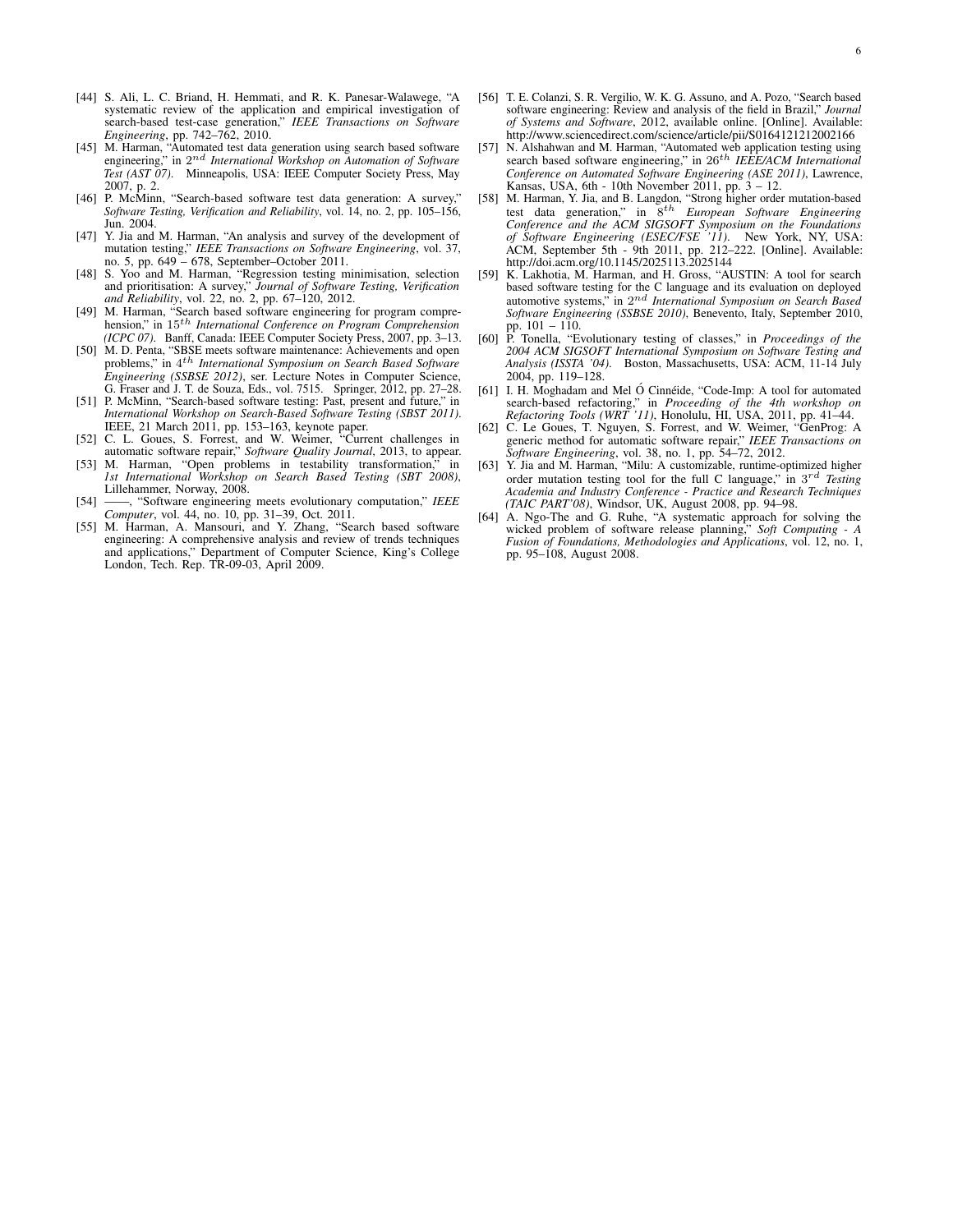[44] S. Ali, L. C. Briand, H. Hemmati, and R. K. Panesar-Walawege, "A systematic review of the application and empirical investigation of search-based test-case generation," *IEEE Transactions on Software Engineering*, pp. 742–762, 2010.

[45] M. Harman, "Automated test data generation using search based software engineering," in $2^{nd}$ *International Workshop on Automation of Software Test (AST 07)*. Minneapolis, USA: IEEE Computer Society Press, May 2007, p. 2.

[46] P. McMinn, "Search-based software test data generation: A survey," *Software Testing, Verification and Reliability*, vol. 14, no. 2, pp. 105–156, Jun. 2004.

[47] Y. Jia and M. Harman, "An analysis and survey of the development of mutation testing," *IEEE Transactions on Software Engineering*, vol. 37, no. 5, pp. 649 – 678, September–October 2011.

[48] S. Yoo and M. Harman, "Regression testing minimisation, selection and prioritisation: A survey," *Journal of Software Testing, Verification and Reliability*, vol. 22, no. 2, pp. 67–120, 2012.

[49] M. Harman, "Search based software engineering for program comprehension," in $15^{th}$ *International Conference on Program Comprehension (ICPC 07)*. Banff, Canada: IEEE Computer Society Press, 2007, pp. 3–13.

[50] M. D. Penta, "SBSE meets software maintenance: Achievements and open problems," in $4^{th}$ *International Symposium on Search Based Software Engineering (SSBSE 2012)*, ser. Lecture Notes in Computer Science, G. Fraser and J. T. de Souza, Eds., vol. 7515. Springer, 2012, pp. 27–28.

[51] P. McMinn, "Search-based software testing: Past, present and future," in *International Workshop on Search-Based Software Testing (SBST 2011)*. IEEE, 21 March 2011, pp. 153–163, keynote paper.

[52] C. L. Goues, S. Forrest, and W. Weimer, "Current challenges in automatic software repair," *Software Quality Journal*, 2013, to appear.

[53] M. Harman, "Open problems in testability transformation," in *1st International Workshop on Search Based Testing (SBT 2008)*, Lillehammer, Norway, 2008.

[54] ——, "Software engineering meets evolutionary computation," *IEEE Computer*, vol. 44, no. 10, pp. 31–39, Oct. 2011.

[55] M. Harman, A. Mansouri, and Y. Zhang, "Search based software engineering: A comprehensive analysis and review of trends techniques and applications," Department of Computer Science, King's College London, Tech. Rep. TR-09-03, April 2009.

[56] T. E. Colanzi, S. R. Vergilio, W. K. G. Assuno, and A. Pozo, "Search based software engineering: Review and analysis of the field in Brazil," *Journal of Systems and Software*, 2012, available online. [Online]. Available: http://www.sciencedirect.com/science/article/pii/S0164121212002166

[57] N. Alshahwan and M. Harman, "Automated web application testing using search based software engineering," in $26^{th}$ *IEEE/ACM International Conference on Automated Software Engineering (ASE 2011)*, Lawrence, Kansas, USA, 6th - 10th November 2011, pp. 3 – 12.

[58] M. Harman, Y. Jia, and B. Langdon, "Strong higher order mutation-based test data generation," in $8^{th}$ *European Software Engineering Conference and the ACM SIGSOFT Symposium on the Foundations of Software Engineering (ESEC/FSE '11)*. New York, NY, USA: ACM, September 5th - 9th 2011, pp. 212–222. [Online]. Available: http://doi.acm.org/10.1145/2025113.2025144

[59] K. Lakhotia, M. Harman, and H. Gross, "AUSTIN: A tool for search based software testing for the C language and its evaluation on deployed automotive systems," in $2^{nd}$ *International Symposium on Search Based Software Engineering (SSBSE 2010)*, Benevento, Italy, September 2010, pp. 101 – 110.

[60] P. Tonella, "Evolutionary testing of classes," in *Proceedings of the 2004 ACM SIGSOFT International Symposium on Software Testing and Analysis (ISSTA '04)*. Boston, Massachusetts, USA: ACM, 11-14 July 2004, pp. 119–128.

[61] I. H. Moghadam and Mel Ó Cinnéide, "Code-Imp: A tool for automated search-based refactoring," in *Proceeding of the 4th workshop on Refactoring Tools (WRT '11)*, Honolulu, HI, USA, 2011, pp. 41–44.

[62] C. Le Goues, T. Nguyen, S. Forrest, and W. Weimer, "GenProg: A generic method for automatic software repair," *IEEE Transactions on Software Engineering*, vol. 38, no. 1, pp. 54–72, 2012.

[63] Y. Jia and M. Harman, "Milu: A customizable, runtime-optimized higher order mutation testing tool for the full C language," in $3^{rd}$ *Testing Academia and Industry Conference - Practice and Research Techniques (TAIC PART'08)*, Windsor, UK, August 2008, pp. 94–98.

[64] A. Ngo-The and G. Ruhe, "A systematic approach for solving the wicked problem of software release planning," *Soft Computing - A Fusion of Foundations, Methodologies and Applications*, vol. 12, no. 1, pp. 95–108, August 2008.